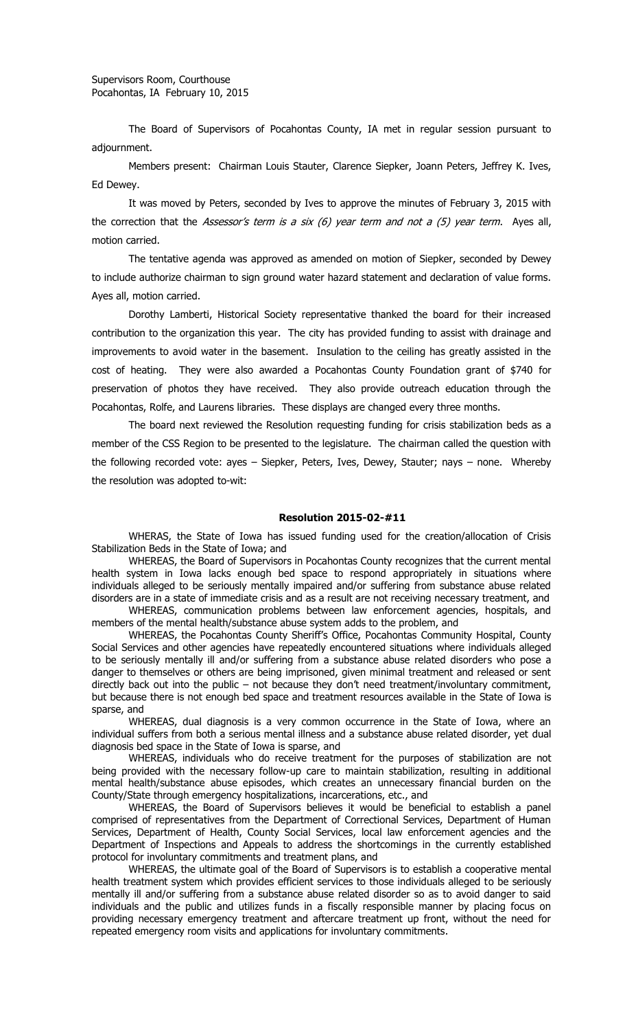Supervisors Room, Courthouse
Pocahontas, IA February 10, 2015

The Board of Supervisors of Pocahontas County, IA met in regular session pursuant to adjournment.

Members present: Chairman Louis Stauter, Clarence Siepker, Joann Peters, Jeffrey K. Ives, Ed Dewey.

It was moved by Peters, seconded by Ives to approve the minutes of February 3, 2015 with the correction that the *Assessor's term is a six (6) year term and not a (5) year term*. Ayes all, motion carried.

The tentative agenda was approved as amended on motion of Siepker, seconded by Dewey to include authorize chairman to sign ground water hazard statement and declaration of value forms. Ayes all, motion carried.

Dorothy Lamberti, Historical Society representative thanked the board for their increased contribution to the organization this year. The city has provided funding to assist with drainage and improvements to avoid water in the basement. Insulation to the ceiling has greatly assisted in the cost of heating. They were also awarded a Pocahontas County Foundation grant of $740 for preservation of photos they have received. They also provide outreach education through the Pocahontas, Rolfe, and Laurens libraries. These displays are changed every three months.

The board next reviewed the Resolution requesting funding for crisis stabilization beds as a member of the CSS Region to be presented to the legislature. The chairman called the question with the following recorded vote: ayes – Siepker, Peters, Ives, Dewey, Stauter; nays – none. Whereby the resolution was adopted to-wit:

**Resolution 2015-02-#11**

WHERAS, the State of Iowa has issued funding used for the creation/allocation of Crisis Stabilization Beds in the State of Iowa; and

WHEREAS, the Board of Supervisors in Pocahontas County recognizes that the current mental health system in Iowa lacks enough bed space to respond appropriately in situations where individuals alleged to be seriously mentally impaired and/or suffering from substance abuse related disorders are in a state of immediate crisis and as a result are not receiving necessary treatment, and

WHEREAS, communication problems between law enforcement agencies, hospitals, and members of the mental health/substance abuse system adds to the problem, and

WHEREAS, the Pocahontas County Sheriff's Office, Pocahontas Community Hospital, County Social Services and other agencies have repeatedly encountered situations where individuals alleged to be seriously mentally ill and/or suffering from a substance abuse related disorders who pose a danger to themselves or others are being imprisoned, given minimal treatment and released or sent directly back out into the public – not because they don't need treatment/involuntary commitment, but because there is not enough bed space and treatment resources available in the State of Iowa is sparse, and

WHEREAS, dual diagnosis is a very common occurrence in the State of Iowa, where an individual suffers from both a serious mental illness and a substance abuse related disorder, yet dual diagnosis bed space in the State of Iowa is sparse, and

WHEREAS, individuals who do receive treatment for the purposes of stabilization are not being provided with the necessary follow-up care to maintain stabilization, resulting in additional mental health/substance abuse episodes, which creates an unnecessary financial burden on the County/State through emergency hospitalizations, incarcerations, etc., and

WHEREAS, the Board of Supervisors believes it would be beneficial to establish a panel comprised of representatives from the Department of Correctional Services, Department of Human Services, Department of Health, County Social Services, local law enforcement agencies and the Department of Inspections and Appeals to address the shortcomings in the currently established protocol for involuntary commitments and treatment plans, and

WHEREAS, the ultimate goal of the Board of Supervisors is to establish a cooperative mental health treatment system which provides efficient services to those individuals alleged to be seriously mentally ill and/or suffering from a substance abuse related disorder so as to avoid danger to said individuals and the public and utilizes funds in a fiscally responsible manner by placing focus on providing necessary emergency treatment and aftercare treatment up front, without the need for repeated emergency room visits and applications for involuntary commitments.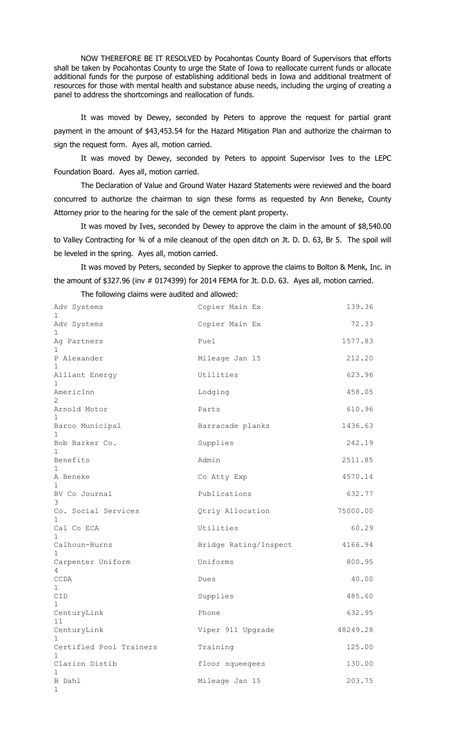NOW THEREFORE BE IT RESOLVED by Pocahontas County Board of Supervisors that efforts shall be taken by Pocahontas County to urge the State of Iowa to reallocate current funds or allocate additional funds for the purpose of establishing additional beds in Iowa and additional treatment of resources for those with mental health and substance abuse needs, including the urging of creating a panel to address the shortcomings and reallocation of funds.

It was moved by Dewey, seconded by Peters to approve the request for partial grant payment in the amount of $43,453.54 for the Hazard Mitigation Plan and authorize the chairman to sign the request form. Ayes all, motion carried.

It was moved by Dewey, seconded by Peters to appoint Supervisor Ives to the LEPC Foundation Board. Ayes all, motion carried.

The Declaration of Value and Ground Water Hazard Statements were reviewed and the board concurred to authorize the chairman to sign these forms as requested by Ann Beneke, County Attorney prior to the hearing for the sale of the cement plant property.

It was moved by Ives, seconded by Dewey to approve the claim in the amount of $8,540.00 to Valley Contracting for ¾ of a mile cleanout of the open ditch on Jt. D. D. 63, Br 5. The spoil will be leveled in the spring. Ayes all, motion carried.

It was moved by Peters, seconded by Siepker to approve the claims to Bolton & Menk, Inc. in the amount of $327.96 (inv # 0174399) for 2014 FEMA for Jt. D.D. 63. Ayes all, motion carried.

The following claims were audited and allowed:

| | | | |
|---|---|---|---|
| Adv Systems | Copier Main Ex | 139.36 | 1 |
| Adv Systems | Copier Main Ex | 72.33 | 1 |
| Ag Partners | Fuel | 1577.83 | 1 |
| P Alexander | Mileage Jan 15 | 212.20 | 1 |
| Alliant Energy | Utilities | 623.96 | 1 |
| AmericInn | Lodging | 458.05 | 2 |
| Arnold Motor | Parts | 610.96 | 1 |
| Barco Municipal | Barracade planks | 1436.63 | 1 |
| Bob Barker Co. | Supplies | 242.19 | 1 |
| Benefits | Admin | 2511.85 | 1 |
| A Beneke | Co Atty Exp | 4570.14 | 1 |
| BV Co Journal | Publications | 632.77 | 3 |
| Co. Social Services | Qtrly Allocation | 75000.00 | 1 |
| Cal Co ECA | Utilities | 60.29 | 1 |
| Calhoun-Burns | Bridge Rating/Inspect | 4166.94 | 1 |
| Carpenter Uniform | Uniforms | 800.95 | 4 |
| CCDA | Dues | 40.00 | 1 |
| CID | Supplies | 485.60 | 1 |
| CenturyLink | Phone | 632.95 | 11 |
| CenturyLink | Viper 911 Upgrade | 48249.28 | 1 |
| Certified Pool Trainers | Training | 125.00 | 1 |
| Clarion Distib | floor squeegees | 130.00 | 1 |
| B Dahl | Mileage Jan 15 | 203.75 | 1 |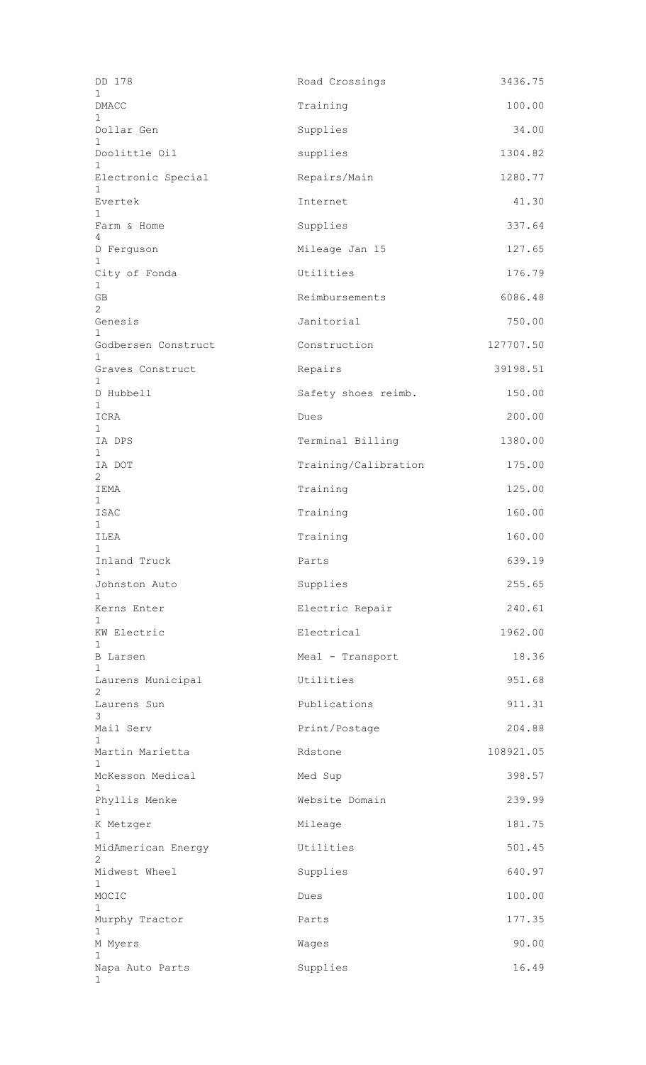| Vendor | Count | Description | Amount |
|---|---|---|---|
| DD 178 | 1 | Road Crossings | 3436.75 |
| DMACC | 1 | Training | 100.00 |
| Dollar Gen | 1 | Supplies | 34.00 |
| Doolittle Oil | 1 | supplies | 1304.82 |
| Electronic Special | 1 | Repairs/Main | 1280.77 |
| Evertek | 1 | Internet | 41.30 |
| Farm & Home | 4 | Supplies | 337.64 |
| D Ferguson | 1 | Mileage Jan 15 | 127.65 |
| City of Fonda | 1 | Utilities | 176.79 |
| GB | 2 | Reimbursements | 6086.48 |
| Genesis | 1 | Janitorial | 750.00 |
| Godbersen Construct | 1 | Construction | 127707.50 |
| Graves Construct | 1 | Repairs | 39198.51 |
| D Hubbell | 1 | Safety shoes reimb. | 150.00 |
| ICRA | 1 | Dues | 200.00 |
| IA DPS | 1 | Terminal Billing | 1380.00 |
| IA DOT | 2 | Training/Calibration | 175.00 |
| IEMA | 1 | Training | 125.00 |
| ISAC | 1 | Training | 160.00 |
| ILEA | 1 | Training | 160.00 |
| Inland Truck | 1 | Parts | 639.19 |
| Johnston Auto | 1 | Supplies | 255.65 |
| Kerns Enter | 1 | Electric Repair | 240.61 |
| KW Electric | 1 | Electrical | 1962.00 |
| B Larsen | 1 | Meal - Transport | 18.36 |
| Laurens Municipal | 2 | Utilities | 951.68 |
| Laurens Sun | 3 | Publications | 911.31 |
| Mail Serv | 1 | Print/Postage | 204.88 |
| Martin Marietta | 1 | Rdstone | 108921.05 |
| McKesson Medical | 1 | Med Sup | 398.57 |
| Phyllis Menke | 1 | Website Domain | 239.99 |
| K Metzger | 1 | Mileage | 181.75 |
| MidAmerican Energy | 2 | Utilities | 501.45 |
| Midwest Wheel | 1 | Supplies | 640.97 |
| MOCIC | 1 | Dues | 100.00 |
| Murphy Tractor | 1 | Parts | 177.35 |
| M Myers | 1 | Wages | 90.00 |
| Napa Auto Parts | 1 | Supplies | 16.49 |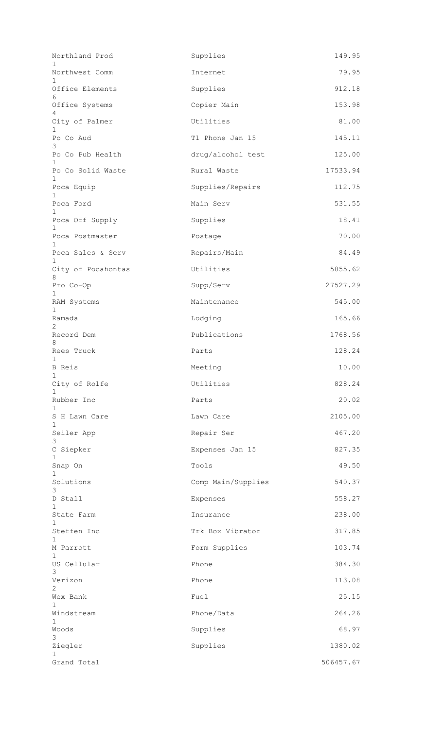| | | |
|---|---|---|
| Northland Prod<br>1 | Supplies | 149.95 |
| Northwest Comm<br>1 | Internet | 79.95 |
| Office Elements<br>6 | Supplies | 912.18 |
| Office Systems<br>4 | Copier Main | 153.98 |
| City of Palmer<br>1 | Utilities | 81.00 |
| Po Co Aud<br>3 | T1 Phone Jan 15 | 145.11 |
| Po Co Pub Health<br>1 | drug/alcohol test | 125.00 |
| Po Co Solid Waste<br>1 | Rural Waste | 17533.94 |
| Poca Equip<br>1 | Supplies/Repairs | 112.75 |
| Poca Ford<br>1 | Main Serv | 531.55 |
| Poca Off Supply<br>1 | Supplies | 18.41 |
| Poca Postmaster<br>1 | Postage | 70.00 |
| Poca Sales & Serv<br>1 | Repairs/Main | 84.49 |
| City of Pocahontas<br>8 | Utilities | 5855.62 |
| Pro Co-Op<br>1 | Supp/Serv | 27527.29 |
| RAM Systems<br>1 | Maintenance | 545.00 |
| Ramada<br>2 | Lodging | 165.66 |
| Record Dem<br>8 | Publications | 1768.56 |
| Rees Truck<br>1 | Parts | 128.24 |
| B Reis<br>1 | Meeting | 10.00 |
| City of Rolfe<br>1 | Utilities | 828.24 |
| Rubber Inc<br>1 | Parts | 20.02 |
| S H Lawn Care<br>1 | Lawn Care | 2105.00 |
| Seiler App<br>3 | Repair Ser | 467.20 |
| C Siepker<br>1 | Expenses Jan 15 | 827.35 |
| Snap On<br>1 | Tools | 49.50 |
| Solutions<br>3 | Comp Main/Supplies | 540.37 |
| D Stall<br>1 | Expenses | 558.27 |
| State Farm<br>1 | Insurance | 238.00 |
| Steffen Inc<br>1 | Trk Box Vibrator | 317.85 |
| M Parrott<br>1 | Form Supplies | 103.74 |
| US Cellular<br>3 | Phone | 384.30 |
| Verizon<br>2 | Phone | 113.08 |
| Wex Bank<br>1 | Fuel | 25.15 |
| Windstream<br>1 | Phone/Data | 264.26 |
| Woods<br>3 | Supplies | 68.97 |
| Ziegler<br>1 | Supplies | 1380.02 |
| Grand Total | | 506457.67 |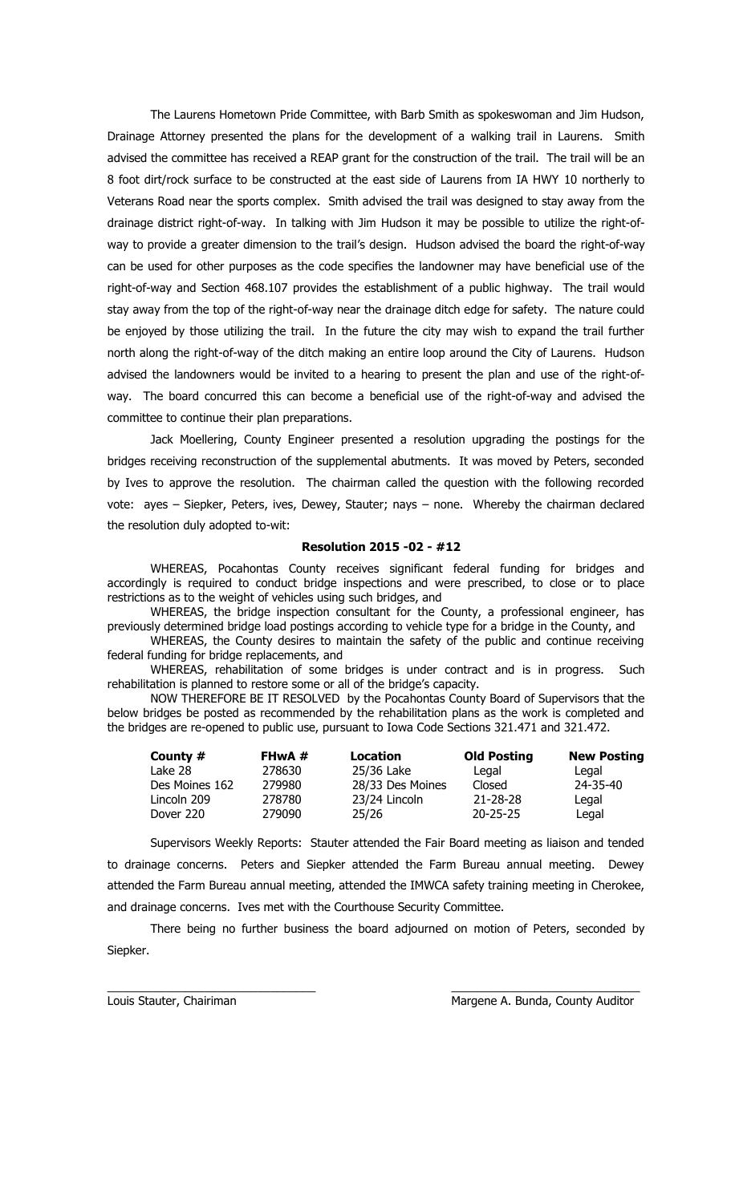The Laurens Hometown Pride Committee, with Barb Smith as spokeswoman and Jim Hudson, Drainage Attorney presented the plans for the development of a walking trail in Laurens. Smith advised the committee has received a REAP grant for the construction of the trail. The trail will be an 8 foot dirt/rock surface to be constructed at the east side of Laurens from IA HWY 10 northerly to Veterans Road near the sports complex. Smith advised the trail was designed to stay away from the drainage district right-of-way. In talking with Jim Hudson it may be possible to utilize the right-of-way to provide a greater dimension to the trail's design. Hudson advised the board the right-of-way can be used for other purposes as the code specifies the landowner may have beneficial use of the right-of-way and Section 468.107 provides the establishment of a public highway. The trail would stay away from the top of the right-of-way near the drainage ditch edge for safety. The nature could be enjoyed by those utilizing the trail. In the future the city may wish to expand the trail further north along the right-of-way of the ditch making an entire loop around the City of Laurens. Hudson advised the landowners would be invited to a hearing to present the plan and use of the right-of-way. The board concurred this can become a beneficial use of the right-of-way and advised the committee to continue their plan preparations.

Jack Moellering, County Engineer presented a resolution upgrading the postings for the bridges receiving reconstruction of the supplemental abutments. It was moved by Peters, seconded by Ives to approve the resolution. The chairman called the question with the following recorded vote: ayes – Siepker, Peters, ives, Dewey, Stauter; nays – none. Whereby the chairman declared the resolution duly adopted to-wit:

**Resolution 2015 -02 - #12**

WHEREAS, Pocahontas County receives significant federal funding for bridges and accordingly is required to conduct bridge inspections and were prescribed, to close or to place restrictions as to the weight of vehicles using such bridges, and

WHEREAS, the bridge inspection consultant for the County, a professional engineer, has previously determined bridge load postings according to vehicle type for a bridge in the County, and

WHEREAS, the County desires to maintain the safety of the public and continue receiving federal funding for bridge replacements, and

WHEREAS, rehabilitation of some bridges is under contract and is in progress. Such rehabilitation is planned to restore some or all of the bridge's capacity.

NOW THEREFORE BE IT RESOLVED by the Pocahontas County Board of Supervisors that the below bridges be posted as recommended by the rehabilitation plans as the work is completed and the bridges are re-opened to public use, pursuant to Iowa Code Sections 321.471 and 321.472.

| County # | FHwA # | Location | Old Posting | New Posting |
|---|---|---|---|---|
| Lake 28 | 278630 | 25/36 Lake | Legal | Legal |
| Des Moines 162 | 279980 | 28/33 Des Moines | Closed | 24-35-40 |
| Lincoln 209 | 278780 | 23/24 Lincoln | 21-28-28 | Legal |
| Dover 220 | 279090 | 25/26 | 20-25-25 | Legal |

Supervisors Weekly Reports: Stauter attended the Fair Board meeting as liaison and tended to drainage concerns. Peters and Siepker attended the Farm Bureau annual meeting. Dewey attended the Farm Bureau annual meeting, attended the IMWCA safety training meeting in Cherokee, and drainage concerns. Ives met with the Courthouse Security Committee.

There being no further business the board adjourned on motion of Peters, seconded by Siepker.

\_\_\_\_\_\_\_\_\_\_\_\_\_\_\_\_\_\_\_\_\_\_\_\_\_\_\_\_\_\_\_\_ \_\_\_\_\_\_\_\_\_\_\_\_\_\_\_\_\_\_\_\_\_\_\_\_\_\_\_\_\_\_\_\_

Louis Stauter, Chairiman Margene A. Bunda, County Auditor